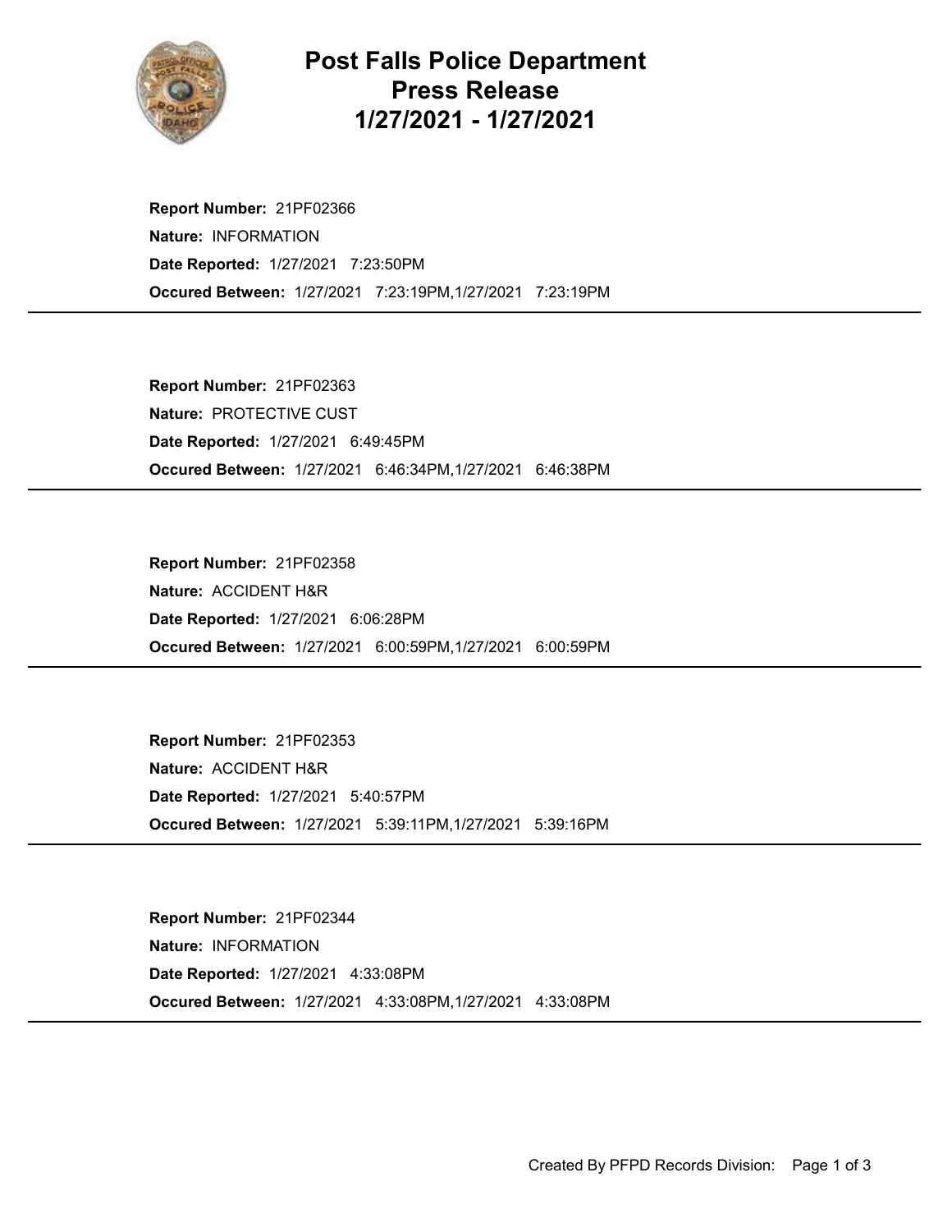# Post Falls Police Department Press Release 1/27/2021 - 1/27/2021

**Report Number:** 21PF02366
**Nature:** INFORMATION
**Date Reported:** 1/27/2021 7:23:50PM
**Occured Between:** 1/27/2021 7:23:19PM,1/27/2021 7:23:19PM

---

**Report Number:** 21PF02363
**Nature:** PROTECTIVE CUST
**Date Reported:** 1/27/2021 6:49:45PM
**Occured Between:** 1/27/2021 6:46:34PM,1/27/2021 6:46:38PM

---

**Report Number:** 21PF02358
**Nature:** ACCIDENT H&R
**Date Reported:** 1/27/2021 6:06:28PM
**Occured Between:** 1/27/2021 6:00:59PM,1/27/2021 6:00:59PM

---

**Report Number:** 21PF02353
**Nature:** ACCIDENT H&R
**Date Reported:** 1/27/2021 5:40:57PM
**Occured Between:** 1/27/2021 5:39:11PM,1/27/2021 5:39:16PM

---

**Report Number:** 21PF02344
**Nature:** INFORMATION
**Date Reported:** 1/27/2021 4:33:08PM
**Occured Between:** 1/27/2021 4:33:08PM,1/27/2021 4:33:08PM

---

Created By PFPD Records Division: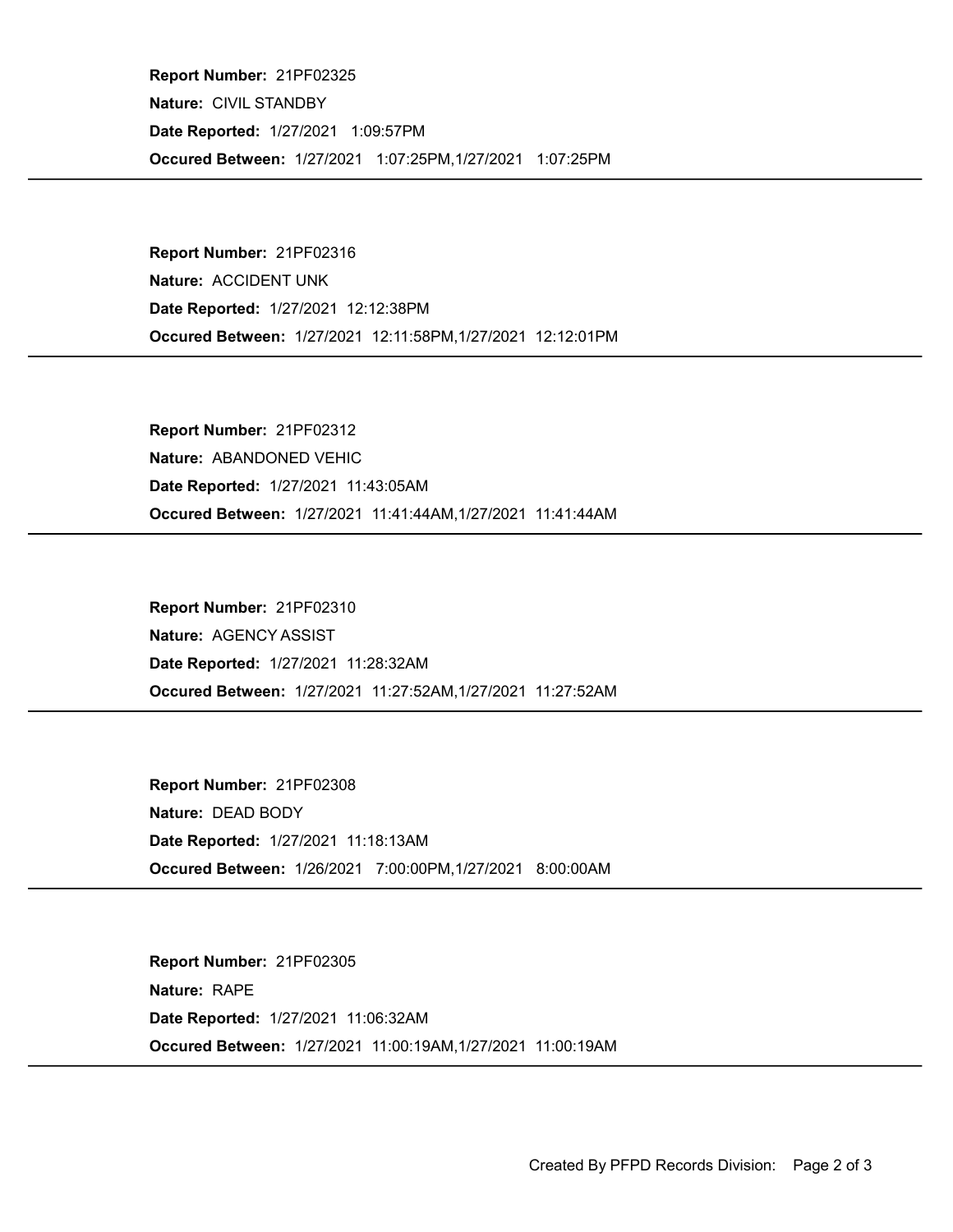**Report Number:** 21PF02325
**Nature:** CIVIL STANDBY
**Date Reported:** 1/27/2021 1:09:57PM
**Occured Between:** 1/27/2021 1:07:25PM,1/27/2021 1:07:25PM

---

**Report Number:** 21PF02316
**Nature:** ACCIDENT UNK
**Date Reported:** 1/27/2021 12:12:38PM
**Occured Between:** 1/27/2021 12:11:58PM,1/27/2021 12:12:01PM

---

**Report Number:** 21PF02312
**Nature:** ABANDONED VEHIC
**Date Reported:** 1/27/2021 11:43:05AM
**Occured Between:** 1/27/2021 11:41:44AM,1/27/2021 11:41:44AM

---

**Report Number:** 21PF02310
**Nature:** AGENCY ASSIST
**Date Reported:** 1/27/2021 11:28:32AM
**Occured Between:** 1/27/2021 11:27:52AM,1/27/2021 11:27:52AM

---

**Report Number:** 21PF02308
**Nature:** DEAD BODY
**Date Reported:** 1/27/2021 11:18:13AM
**Occured Between:** 1/26/2021 7:00:00PM,1/27/2021 8:00:00AM

---

**Report Number:** 21PF02305
**Nature:** RAPE
**Date Reported:** 1/27/2021 11:06:32AM
**Occured Between:** 1/27/2021 11:00:19AM,1/27/2021 11:00:19AM

---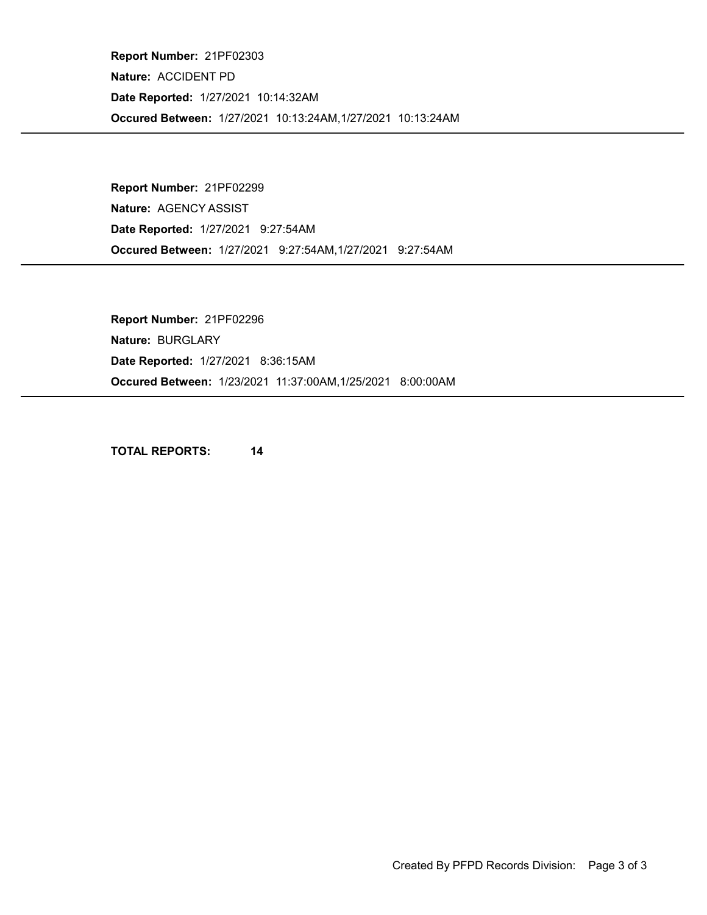**Report Number:** 21PF02303

**Nature:** ACCIDENT PD

**Date Reported:** 1/27/2021 10:14:32AM

**Occured Between:** 1/27/2021 10:13:24AM,1/27/2021 10:13:24AM

---

**Report Number:** 21PF02299

**Nature:** AGENCY ASSIST

**Date Reported:** 1/27/2021 9:27:54AM

**Occured Between:** 1/27/2021 9:27:54AM,1/27/2021 9:27:54AM

---

**Report Number:** 21PF02296

**Nature:** BURGLARY

**Date Reported:** 1/27/2021 8:36:15AM

**Occured Between:** 1/23/2021 11:37:00AM,1/25/2021 8:00:00AM

---

**TOTAL REPORTS: 14**

Created By PFPD Records Division: